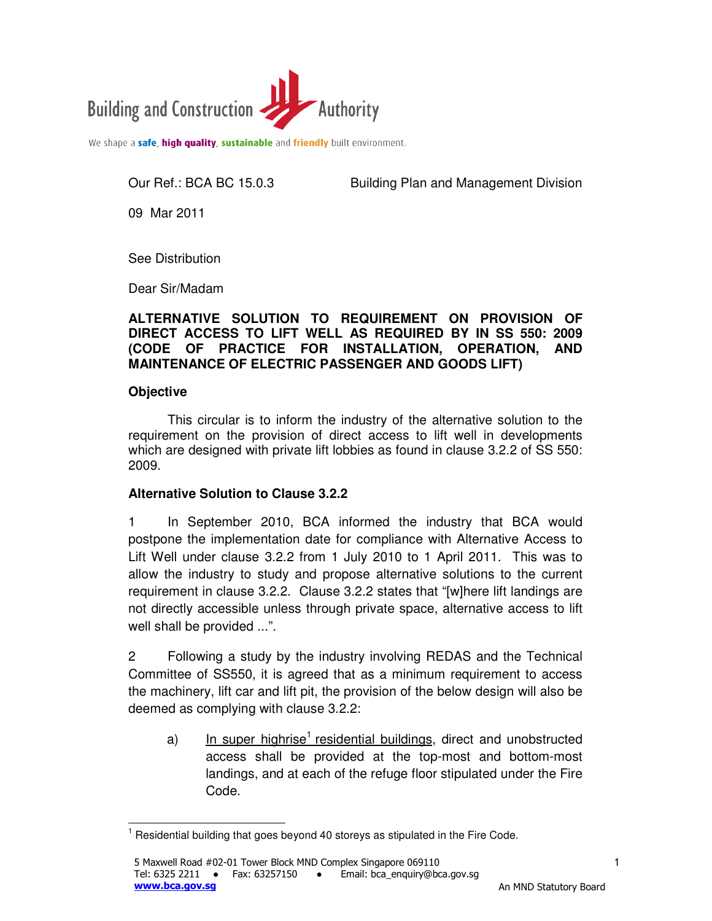Building and Construction Authority

We shape a safe, high quality, sustainable and friendly built environment.

Our Ref.: BCA BC 15.0.3 Building Plan and Management Division

09 Mar 2011

See Distribution

Dear Sir/Madam

**ALTERNATIVE SOLUTION TO REQUIREMENT ON PROVISION OF DIRECT ACCESS TO LIFT WELL AS REQUIRED BY IN SS 550: 2009 (CODE OF PRACTICE FOR INSTALLATION, OPERATION, AND MAINTENANCE OF ELECTRIC PASSENGER AND GOODS LIFT)**

**Objective**

This circular is to inform the industry of the alternative solution to the requirement on the provision of direct access to lift well in developments which are designed with private lift lobbies as found in clause 3.2.2 of SS 550: 2009.

**Alternative Solution to Clause 3.2.2**

1 In September 2010, BCA informed the industry that BCA would postpone the implementation date for compliance with Alternative Access to Lift Well under clause 3.2.2 from 1 July 2010 to 1 April 2011. This was to allow the industry to study and propose alternative solutions to the current requirement in clause 3.2.2. Clause 3.2.2 states that "[w]here lift landings are not directly accessible unless through private space, alternative access to lift well shall be provided ...".

2 Following a study by the industry involving REDAS and the Technical Committee of SS550, it is agreed that as a minimum requirement to access the machinery, lift car and lift pit, the provision of the below design will also be deemed as complying with clause 3.2.2:

a) In super highrise[1] residential buildings, direct and unobstructed access shall be provided at the top-most and bottom-most landings, and at each of the refuge floor stipulated under the Fire Code.

[1] Residential building that goes beyond 40 storeys as stipulated in the Fire Code.

5 Maxwell Road #02-01 Tower Block MND Complex Singapore 069110
Tel: 6325 2211 ● Fax: 63257150 ● Email: bca_enquiry@bca.gov.sg
www.bca.gov.sg An MND Statutory Board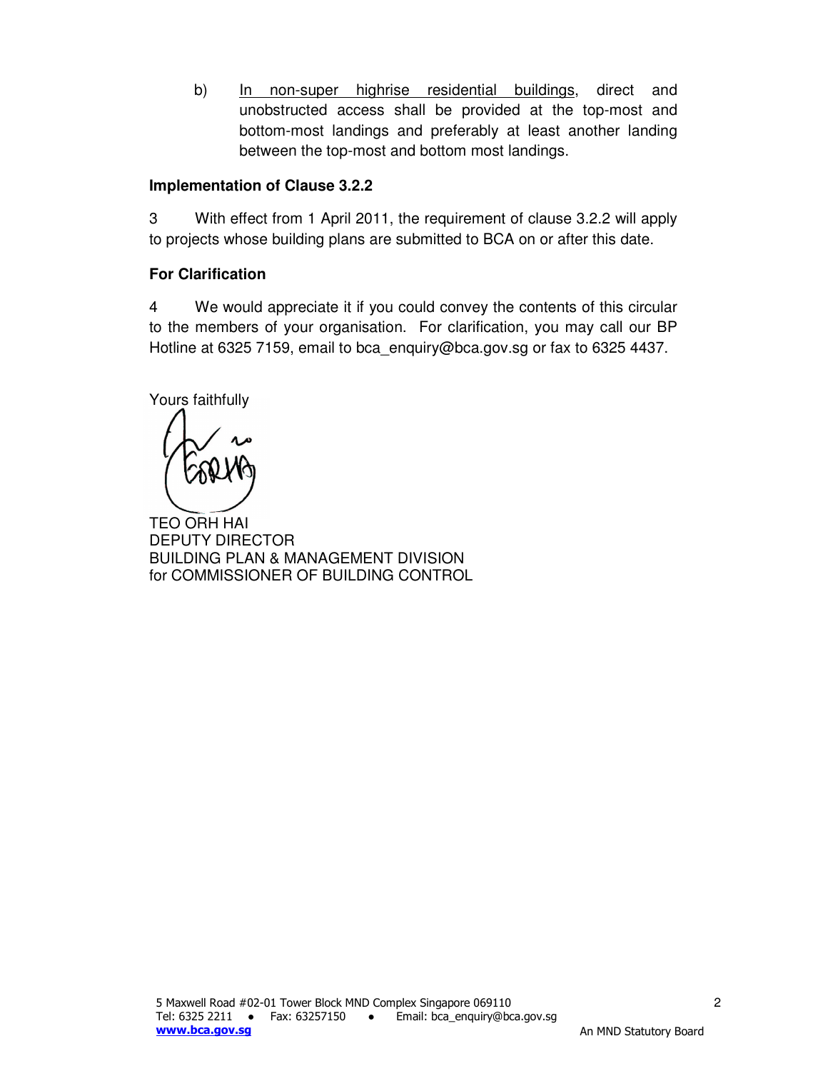b) <u>In non-super highrise residential buildings</u>, direct and unobstructed access shall be provided at the top-most and bottom-most landings and preferably at least another landing between the top-most and bottom most landings.

**Implementation of Clause 3.2.2**

3 With effect from 1 April 2011, the requirement of clause 3.2.2 will apply to projects whose building plans are submitted to BCA on or after this date.

**For Clarification**

4 We would appreciate it if you could convey the contents of this circular to the members of your organisation. For clarification, you may call our BP Hotline at 6325 7159, email to bca_enquiry@bca.gov.sg or fax to 6325 4437.

Yours faithfully

TEO ORH HAI
DEPUTY DIRECTOR
BUILDING PLAN & MANAGEMENT DIVISION
for COMMISSIONER OF BUILDING CONTROL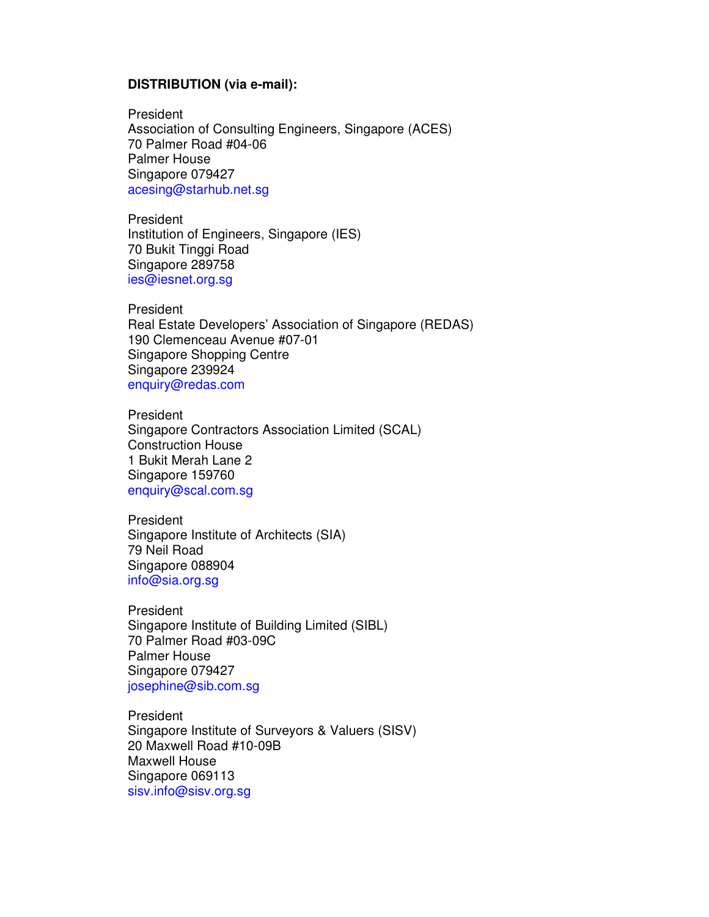**DISTRIBUTION (via e-mail):**

President  
Association of Consulting Engineers, Singapore (ACES)  
70 Palmer Road #04-06  
Palmer House  
Singapore 079427  
acesing@starhub.net.sg

President  
Institution of Engineers, Singapore (IES)  
70 Bukit Tinggi Road  
Singapore 289758  
ies@iesnet.org.sg

President  
Real Estate Developers' Association of Singapore (REDAS)  
190 Clemenceau Avenue #07-01  
Singapore Shopping Centre  
Singapore 239924  
enquiry@redas.com

President  
Singapore Contractors Association Limited (SCAL)  
Construction House  
1 Bukit Merah Lane 2  
Singapore 159760  
enquiry@scal.com.sg

President  
Singapore Institute of Architects (SIA)  
79 Neil Road  
Singapore 088904  
info@sia.org.sg

President  
Singapore Institute of Building Limited (SIBL)  
70 Palmer Road #03-09C  
Palmer House  
Singapore 079427  
josephine@sib.com.sg

President  
Singapore Institute of Surveyors & Valuers (SISV)  
20 Maxwell Road #10-09B  
Maxwell House  
Singapore 069113  
sisv.info@sisv.org.sg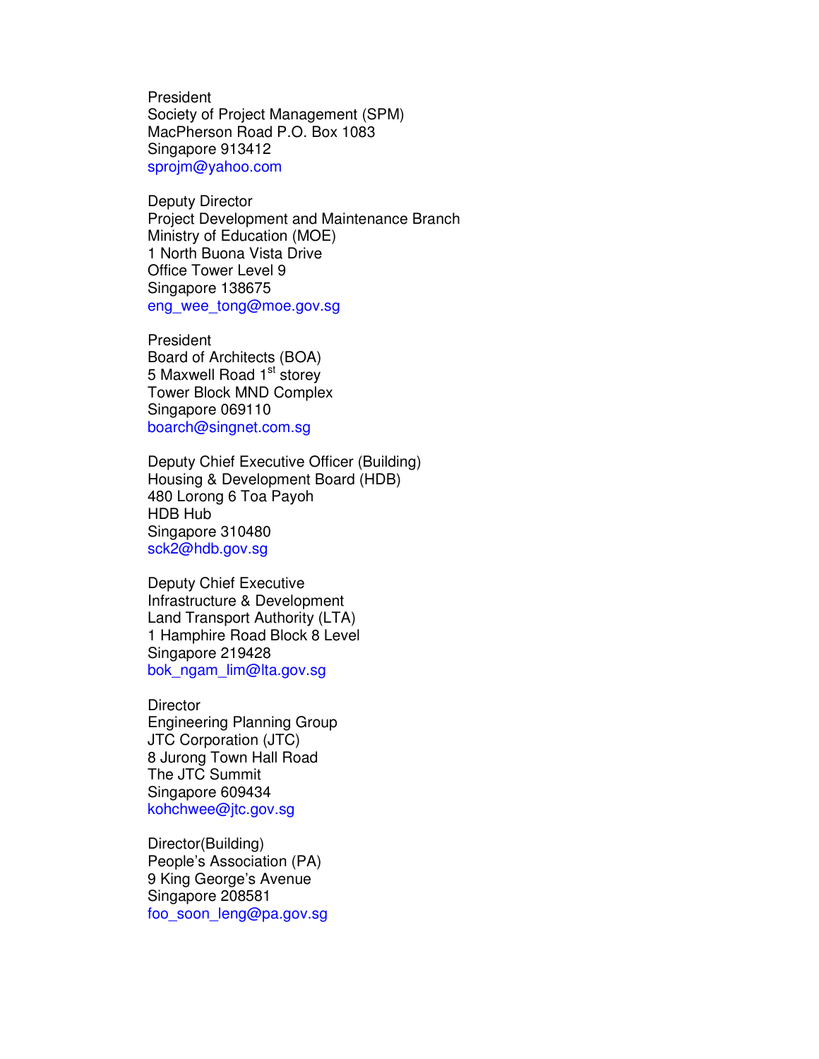President
Society of Project Management (SPM)
MacPherson Road P.O. Box 1083
Singapore 913412
sprojm@yahoo.com

Deputy Director
Project Development and Maintenance Branch
Ministry of Education (MOE)
1 North Buona Vista Drive
Office Tower Level 9
Singapore 138675
eng_wee_tong@moe.gov.sg

President
Board of Architects (BOA)
5 Maxwell Road 1st storey
Tower Block MND Complex
Singapore 069110
boarch@singnet.com.sg

Deputy Chief Executive Officer (Building)
Housing & Development Board (HDB)
480 Lorong 6 Toa Payoh
HDB Hub
Singapore 310480
sck2@hdb.gov.sg

Deputy Chief Executive
Infrastructure & Development
Land Transport Authority (LTA)
1 Hamphire Road Block 8 Level
Singapore 219428
bok_ngam_lim@lta.gov.sg

Director
Engineering Planning Group
JTC Corporation (JTC)
8 Jurong Town Hall Road
The JTC Summit
Singapore 609434
kohchwee@jtc.gov.sg

Director(Building)
People's Association (PA)
9 King George's Avenue
Singapore 208581
foo_soon_leng@pa.gov.sg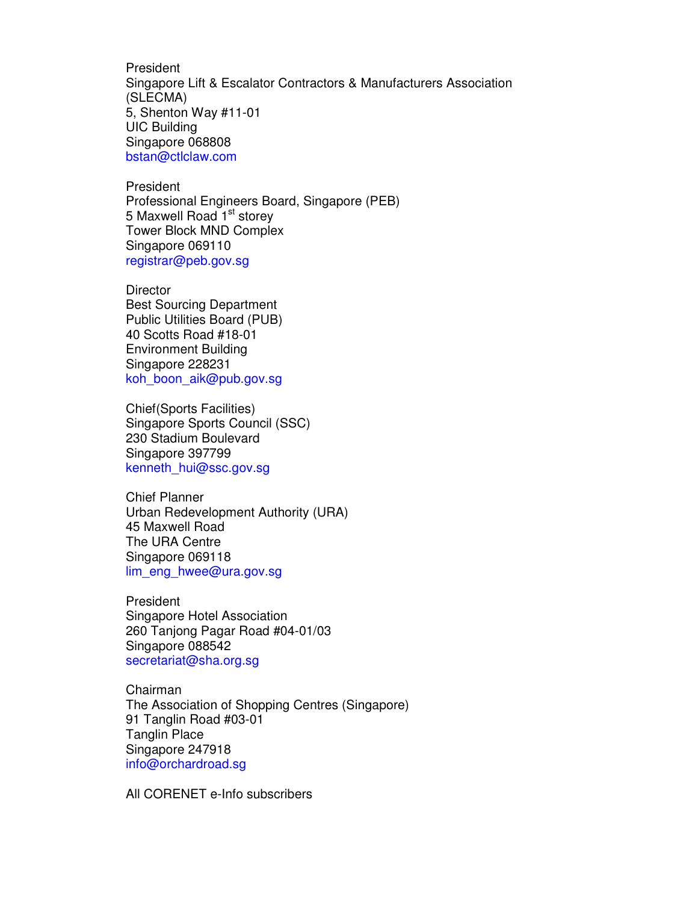President
Singapore Lift & Escalator Contractors & Manufacturers Association (SLECMA)
5, Shenton Way #11-01
UIC Building
Singapore 068808
bstan@ctlclaw.com

President
Professional Engineers Board, Singapore (PEB)
5 Maxwell Road 1st storey
Tower Block MND Complex
Singapore 069110
registrar@peb.gov.sg

Director
Best Sourcing Department
Public Utilities Board (PUB)
40 Scotts Road #18-01
Environment Building
Singapore 228231
koh_boon_aik@pub.gov.sg

Chief(Sports Facilities)
Singapore Sports Council (SSC)
230 Stadium Boulevard
Singapore 397799
kenneth_hui@ssc.gov.sg

Chief Planner
Urban Redevelopment Authority (URA)
45 Maxwell Road
The URA Centre
Singapore 069118
lim_eng_hwee@ura.gov.sg

President
Singapore Hotel Association
260 Tanjong Pagar Road #04-01/03
Singapore 088542
secretariat@sha.org.sg

Chairman
The Association of Shopping Centres (Singapore)
91 Tanglin Road #03-01
Tanglin Place
Singapore 247918
info@orchardroad.sg

All CORENET e-Info subscribers